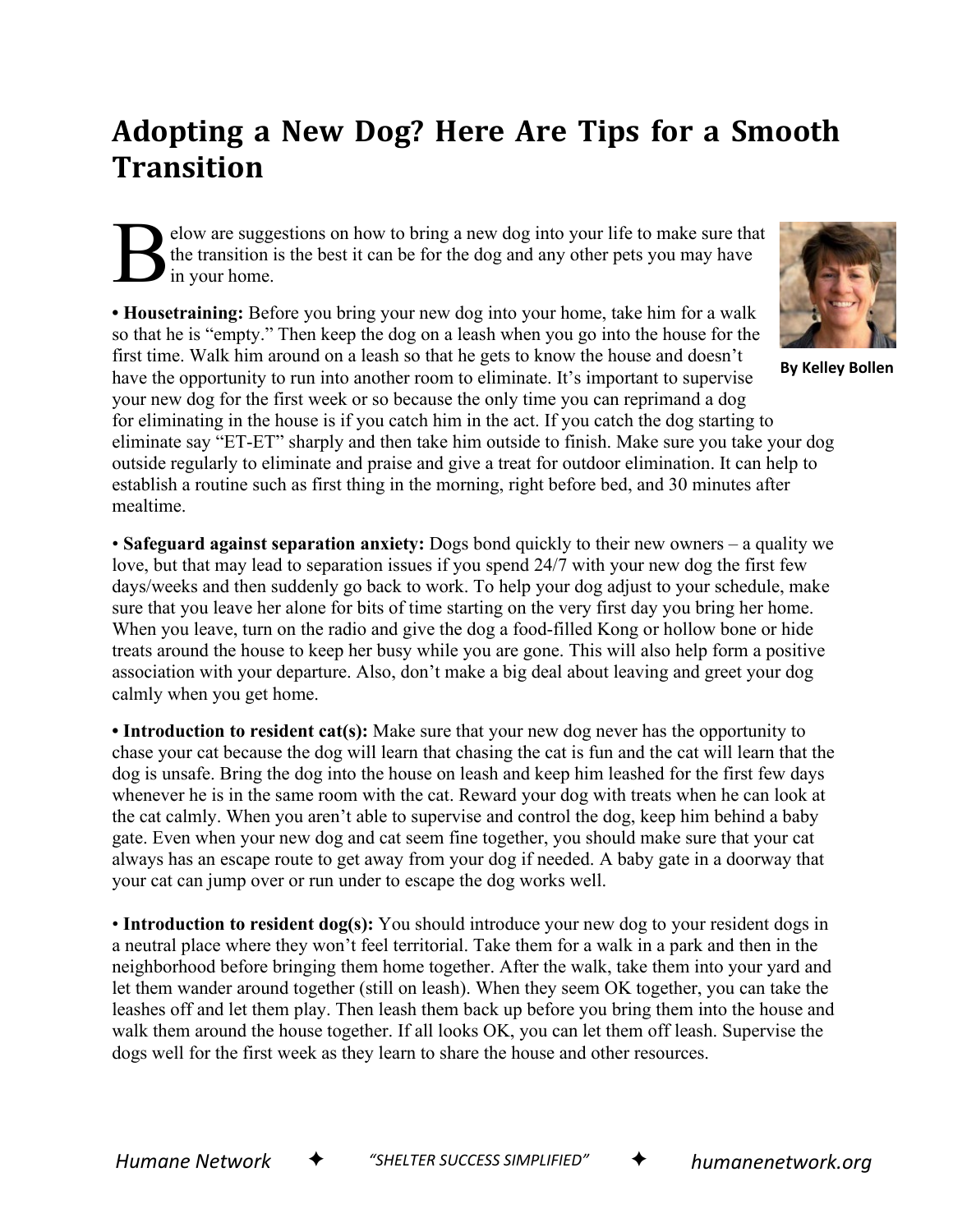# Adopting a New Dog? Here Are Tips for a Smooth Transition

By Kelley Bollen

Below are suggestions on how to bring a new dog into your life to make sure that the transition is the best it can be for the dog and any other pets you may have in your home.

• **Housetraining:** Before you bring your new dog into your home, take him for a walk so that he is "empty." Then keep the dog on a leash when you go into the house for the first time. Walk him around on a leash so that he gets to know the house and doesn't have the opportunity to run into another room to eliminate. It's important to supervise your new dog for the first week or so because the only time you can reprimand a dog for eliminating in the house is if you catch him in the act. If you catch the dog starting to eliminate say "ET-ET" sharply and then take him outside to finish. Make sure you take your dog outside regularly to eliminate and praise and give a treat for outdoor elimination. It can help to establish a routine such as first thing in the morning, right before bed, and 30 minutes after mealtime.

• **Safeguard against separation anxiety:** Dogs bond quickly to their new owners – a quality we love, but that may lead to separation issues if you spend 24/7 with your new dog the first few days/weeks and then suddenly go back to work. To help your dog adjust to your schedule, make sure that you leave her alone for bits of time starting on the very first day you bring her home. When you leave, turn on the radio and give the dog a food-filled Kong or hollow bone or hide treats around the house to keep her busy while you are gone. This will also help form a positive association with your departure. Also, don't make a big deal about leaving and greet your dog calmly when you get home.

• **Introduction to resident cat(s):** Make sure that your new dog never has the opportunity to chase your cat because the dog will learn that chasing the cat is fun and the cat will learn that the dog is unsafe. Bring the dog into the house on leash and keep him leashed for the first few days whenever he is in the same room with the cat. Reward your dog with treats when he can look at the cat calmly. When you aren't able to supervise and control the dog, keep him behind a baby gate. Even when your new dog and cat seem fine together, you should make sure that your cat always has an escape route to get away from your dog if needed. A baby gate in a doorway that your cat can jump over or run under to escape the dog works well.

• **Introduction to resident dog(s):** You should introduce your new dog to your resident dogs in a neutral place where they won't feel territorial. Take them for a walk in a park and then in the neighborhood before bringing them home together. After the walk, take them into your yard and let them wander around together (still on leash). When they seem OK together, you can take the leashes off and let them play. Then leash them back up before you bring them into the house and walk them around the house together. If all looks OK, you can let them off leash. Supervise the dogs well for the first week as they learn to share the house and other resources.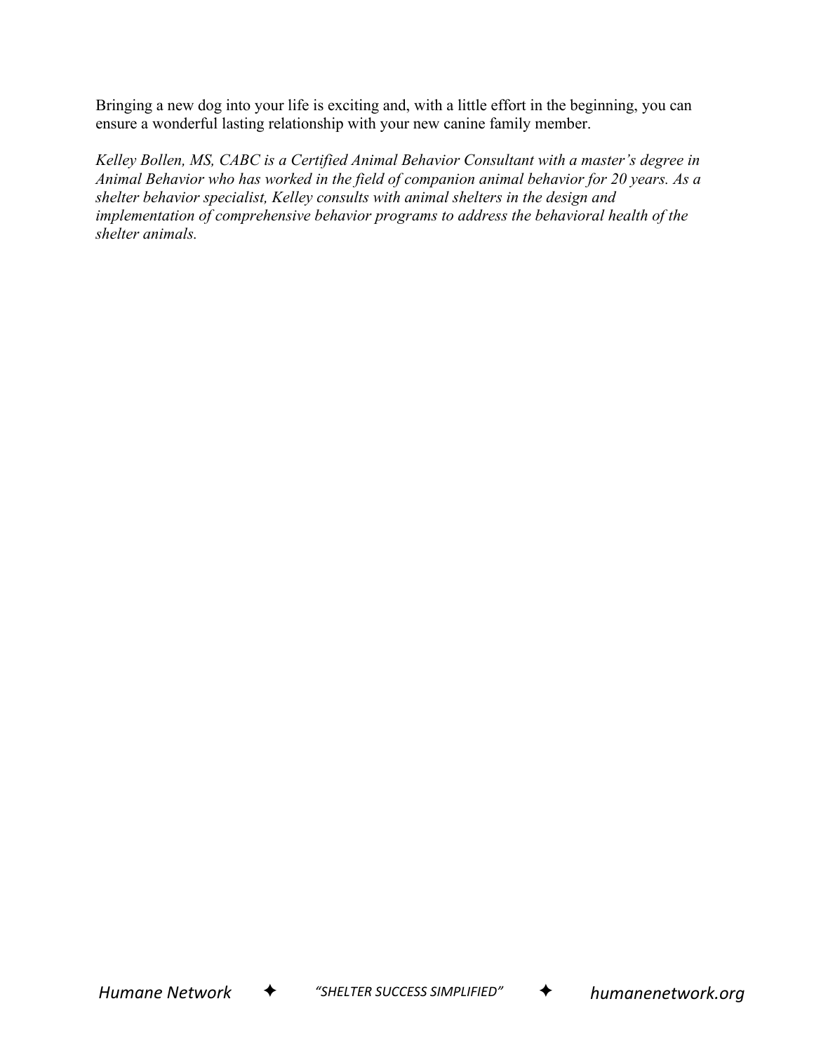Bringing a new dog into your life is exciting and, with a little effort in the beginning, you can ensure a wonderful lasting relationship with your new canine family member.

*Kelley Bollen, MS, CABC is a Certified Animal Behavior Consultant with a master's degree in Animal Behavior who has worked in the field of companion animal behavior for 20 years. As a shelter behavior specialist, Kelley consults with animal shelters in the design and implementation of comprehensive behavior programs to address the behavioral health of the shelter animals.*